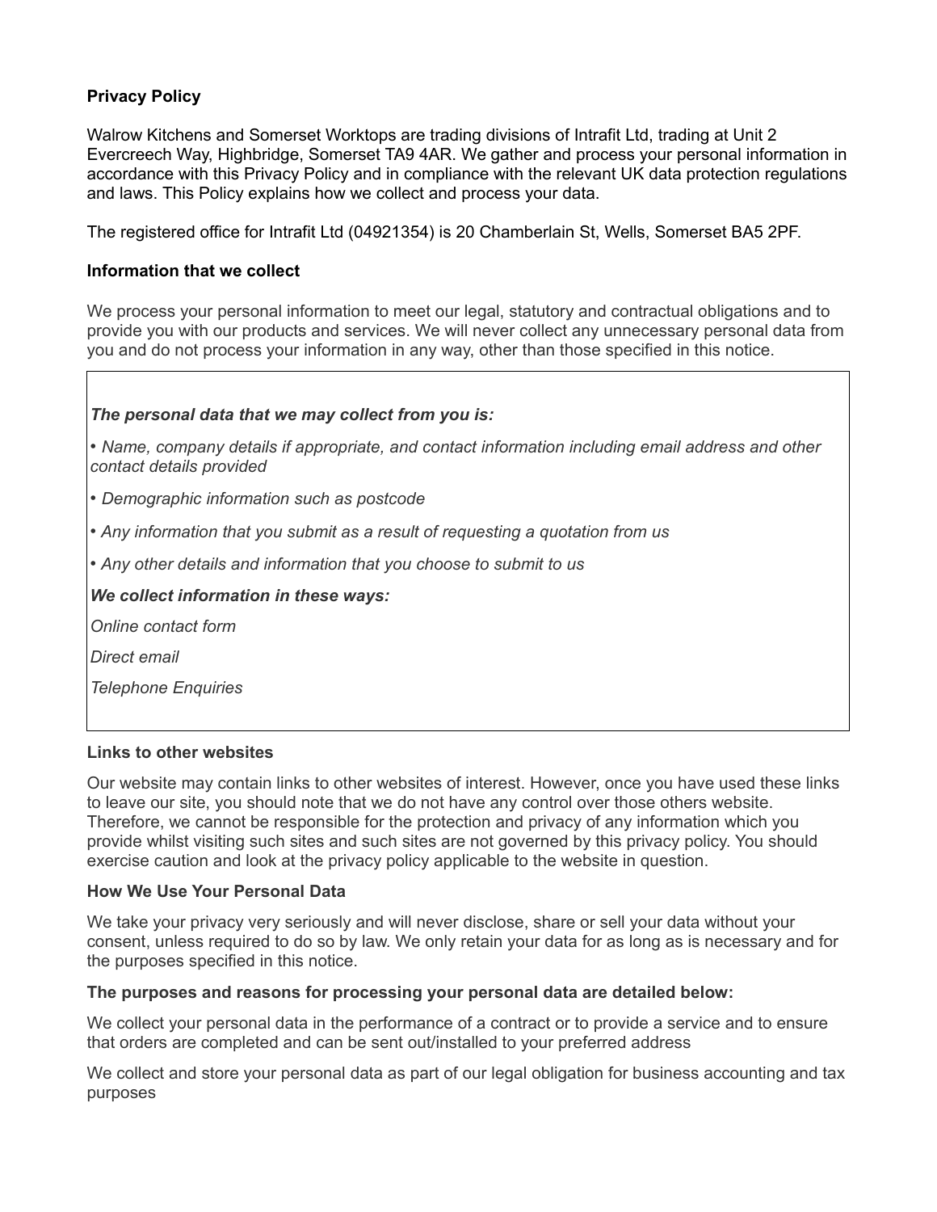# Privacy Policy

Walrow Kitchens and Somerset Worktops are trading divisions of Intrafit Ltd, trading at Unit 2 Evercreech Way, Highbridge, Somerset TA9 4AR. We gather and process your personal information in accordance with this Privacy Policy and in compliance with the relevant UK data protection regulations and laws. This Policy explains how we collect and process your data.

The registered office for Intrafit Ltd (04921354) is 20 Chamberlain St, Wells, Somerset BA5 2PF.

## Information that we collect

We process your personal information to meet our legal, statutory and contractual obligations and to provide you with our products and services. We will never collect any unnecessary personal data from you and do not process your information in any way, other than those specified in this notice.

***The personal data that we may collect from you is:***

- *Name, company details if appropriate, and contact information including email address and other contact details provided*
- *Demographic information such as postcode*
- *Any information that you submit as a result of requesting a quotation from us*
- *Any other details and information that you choose to submit to us*

***We collect information in these ways:***

*Online contact form*

*Direct email*

*Telephone Enquiries*

## Links to other websites

Our website may contain links to other websites of interest. However, once you have used these links to leave our site, you should note that we do not have any control over those others website. Therefore, we cannot be responsible for the protection and privacy of any information which you provide whilst visiting such sites and such sites are not governed by this privacy policy. You should exercise caution and look at the privacy policy applicable to the website in question.

## How We Use Your Personal Data

We take your privacy very seriously and will never disclose, share or sell your data without your consent, unless required to do so by law. We only retain your data for as long as is necessary and for the purposes specified in this notice.

### The purposes and reasons for processing your personal data are detailed below:

We collect your personal data in the performance of a contract or to provide a service and to ensure that orders are completed and can be sent out/installed to your preferred address

We collect and store your personal data as part of our legal obligation for business accounting and tax purposes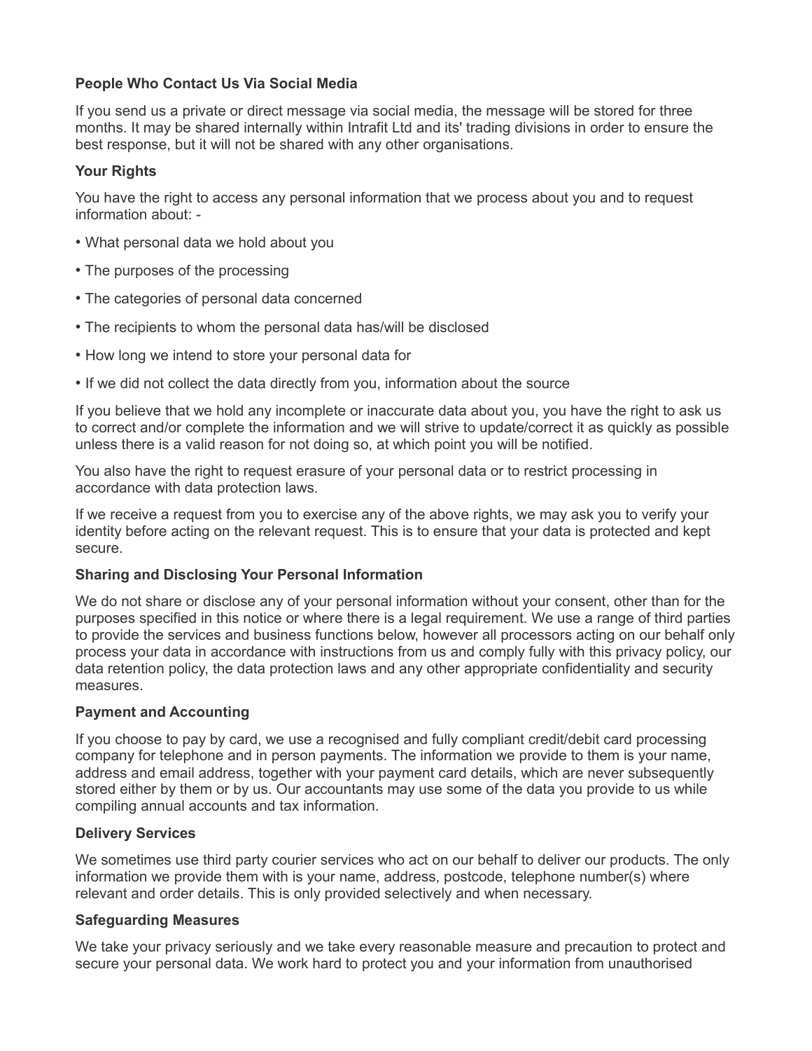**People Who Contact Us Via Social Media**

If you send us a private or direct message via social media, the message will be stored for three months. It may be shared internally within Intrafit Ltd and its' trading divisions in order to ensure the best response, but it will not be shared with any other organisations.

**Your Rights**

You have the right to access any personal information that we process about you and to request information about: -

- What personal data we hold about you
- The purposes of the processing
- The categories of personal data concerned
- The recipients to whom the personal data has/will be disclosed
- How long we intend to store your personal data for
- If we did not collect the data directly from you, information about the source

If you believe that we hold any incomplete or inaccurate data about you, you have the right to ask us to correct and/or complete the information and we will strive to update/correct it as quickly as possible unless there is a valid reason for not doing so, at which point you will be notified.

You also have the right to request erasure of your personal data or to restrict processing in accordance with data protection laws.

If we receive a request from you to exercise any of the above rights, we may ask you to verify your identity before acting on the relevant request. This is to ensure that your data is protected and kept secure.

**Sharing and Disclosing Your Personal Information**

We do not share or disclose any of your personal information without your consent, other than for the purposes specified in this notice or where there is a legal requirement. We use a range of third parties to provide the services and business functions below, however all processors acting on our behalf only process your data in accordance with instructions from us and comply fully with this privacy policy, our data retention policy, the data protection laws and any other appropriate confidentiality and security measures.

**Payment and Accounting**

If you choose to pay by card, we use a recognised and fully compliant credit/debit card processing company for telephone and in person payments. The information we provide to them is your name, address and email address, together with your payment card details, which are never subsequently stored either by them or by us. Our accountants may use some of the data you provide to us while compiling annual accounts and tax information.

**Delivery Services**

We sometimes use third party courier services who act on our behalf to deliver our products. The only information we provide them with is your name, address, postcode, telephone number(s) where relevant and order details. This is only provided selectively and when necessary.

**Safeguarding Measures**

We take your privacy seriously and we take every reasonable measure and precaution to protect and secure your personal data. We work hard to protect you and your information from unauthorised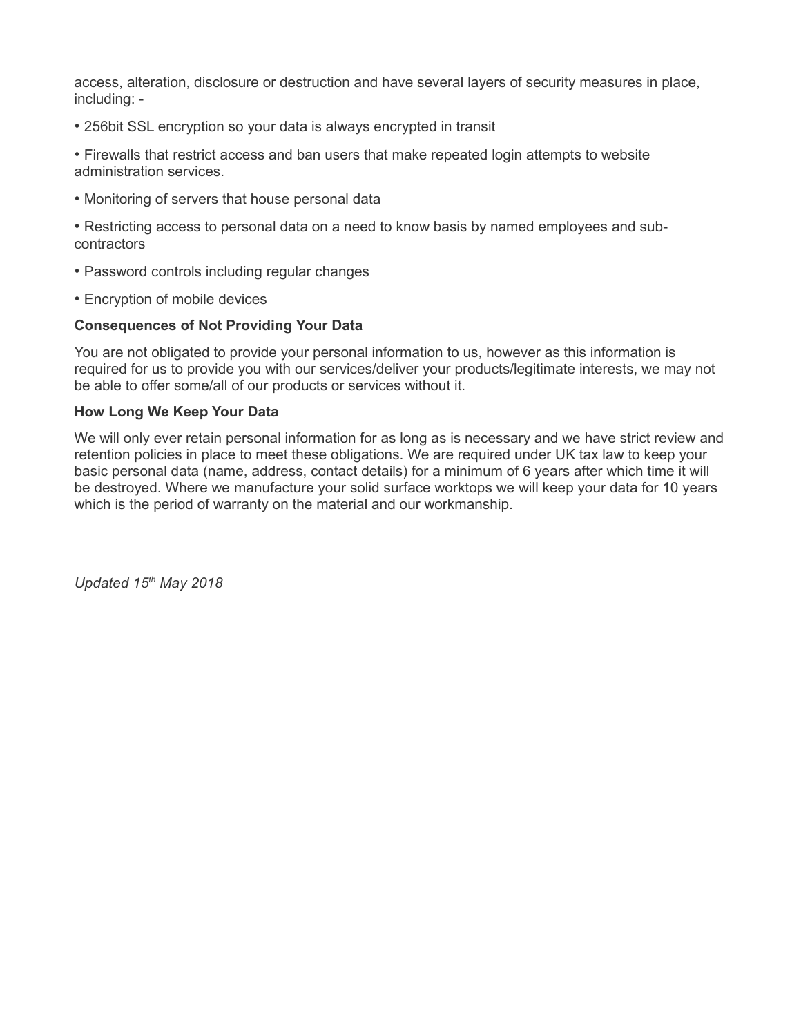access, alteration, disclosure or destruction and have several layers of security measures in place, including: -

- 256bit SSL encryption so your data is always encrypted in transit
- Firewalls that restrict access and ban users that make repeated login attempts to website administration services.
- Monitoring of servers that house personal data
- Restricting access to personal data on a need to know basis by named employees and sub-contractors
- Password controls including regular changes
- Encryption of mobile devices

**Consequences of Not Providing Your Data**

You are not obligated to provide your personal information to us, however as this information is required for us to provide you with our services/deliver your products/legitimate interests, we may not be able to offer some/all of our products or services without it.

**How Long We Keep Your Data**

We will only ever retain personal information for as long as is necessary and we have strict review and retention policies in place to meet these obligations. We are required under UK tax law to keep your basic personal data (name, address, contact details) for a minimum of 6 years after which time it will be destroyed. Where we manufacture your solid surface worktops we will keep your data for 10 years which is the period of warranty on the material and our workmanship.

*Updated 15th May 2018*